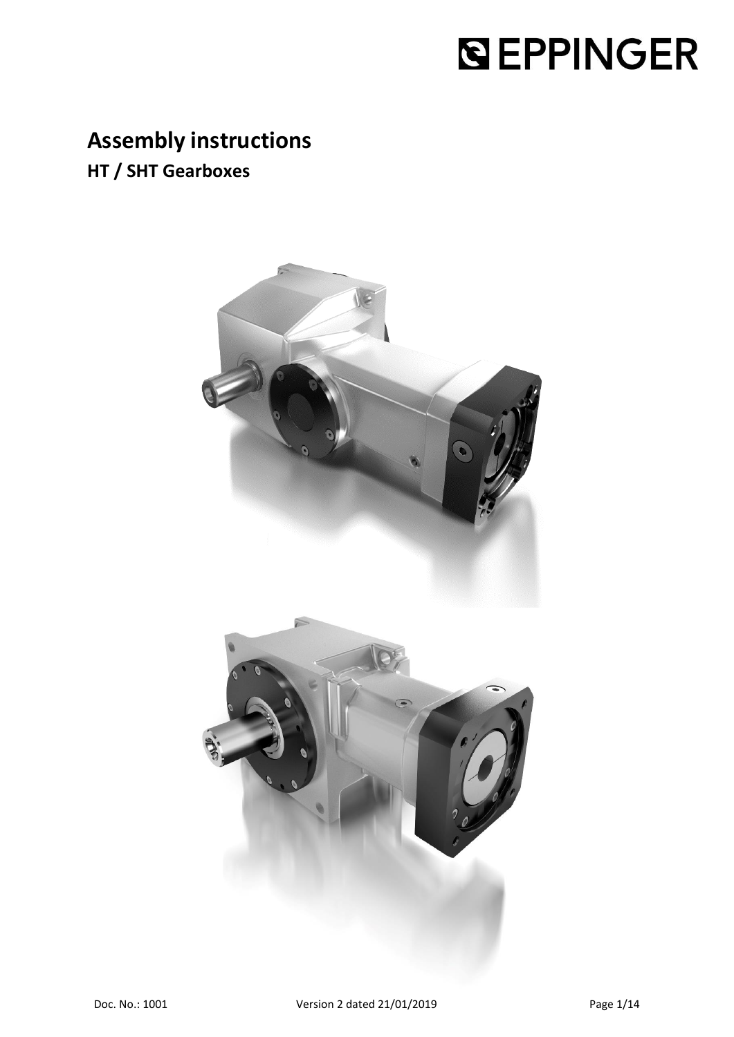# EPPINGER

# Assembly instructions

## HT / SHT Gearboxes

Doc. No.: 1001 Version 2 dated 21/01/2019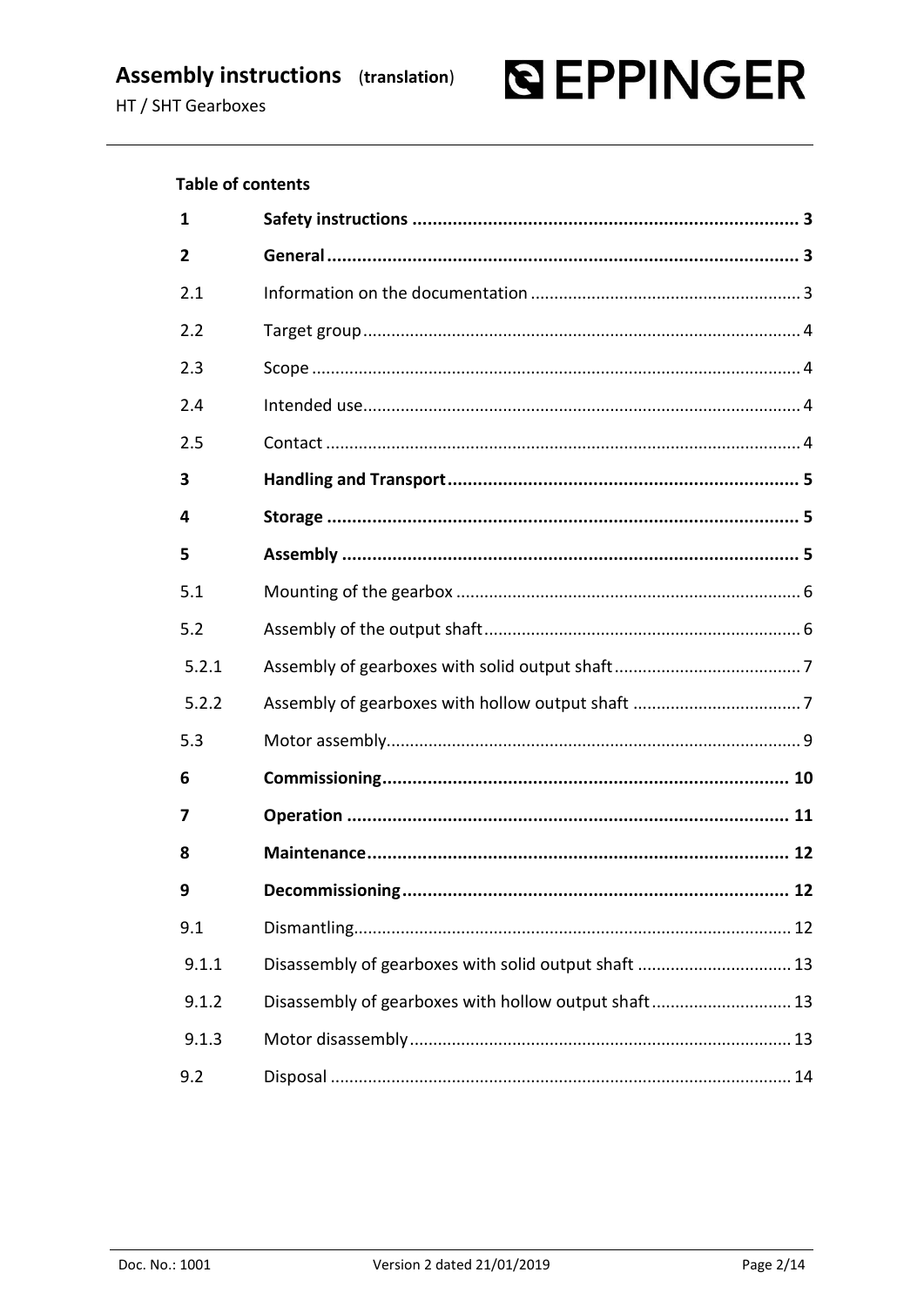**Table of contents**

| | | |
|---|---|---|
| **1** | **Safety instructions** | **3** |
| **2** | **General** | **3** |
| 2.1 | Information on the documentation | 3 |
| 2.2 | Target group | 4 |
| 2.3 | Scope | 4 |
| 2.4 | Intended use | 4 |
| 2.5 | Contact | 4 |
| **3** | **Handling and Transport** | **5** |
| **4** | **Storage** | **5** |
| **5** | **Assembly** | **5** |
| 5.1 | Mounting of the gearbox | 6 |
| 5.2 | Assembly of the output shaft | 6 |
| 5.2.1 | Assembly of gearboxes with solid output shaft | 7 |
| 5.2.2 | Assembly of gearboxes with hollow output shaft | 7 |
| 5.3 | Motor assembly | 9 |
| **6** | **Commissioning** | **10** |
| **7** | **Operation** | **11** |
| **8** | **Maintenance** | **12** |
| **9** | **Decommissioning** | **12** |
| 9.1 | Dismantling | 12 |
| 9.1.1 | Disassembly of gearboxes with solid output shaft | 13 |
| 9.1.2 | Disassembly of gearboxes with hollow output shaft | 13 |
| 9.1.3 | Motor disassembly | 13 |
| 9.2 | Disposal | 14 |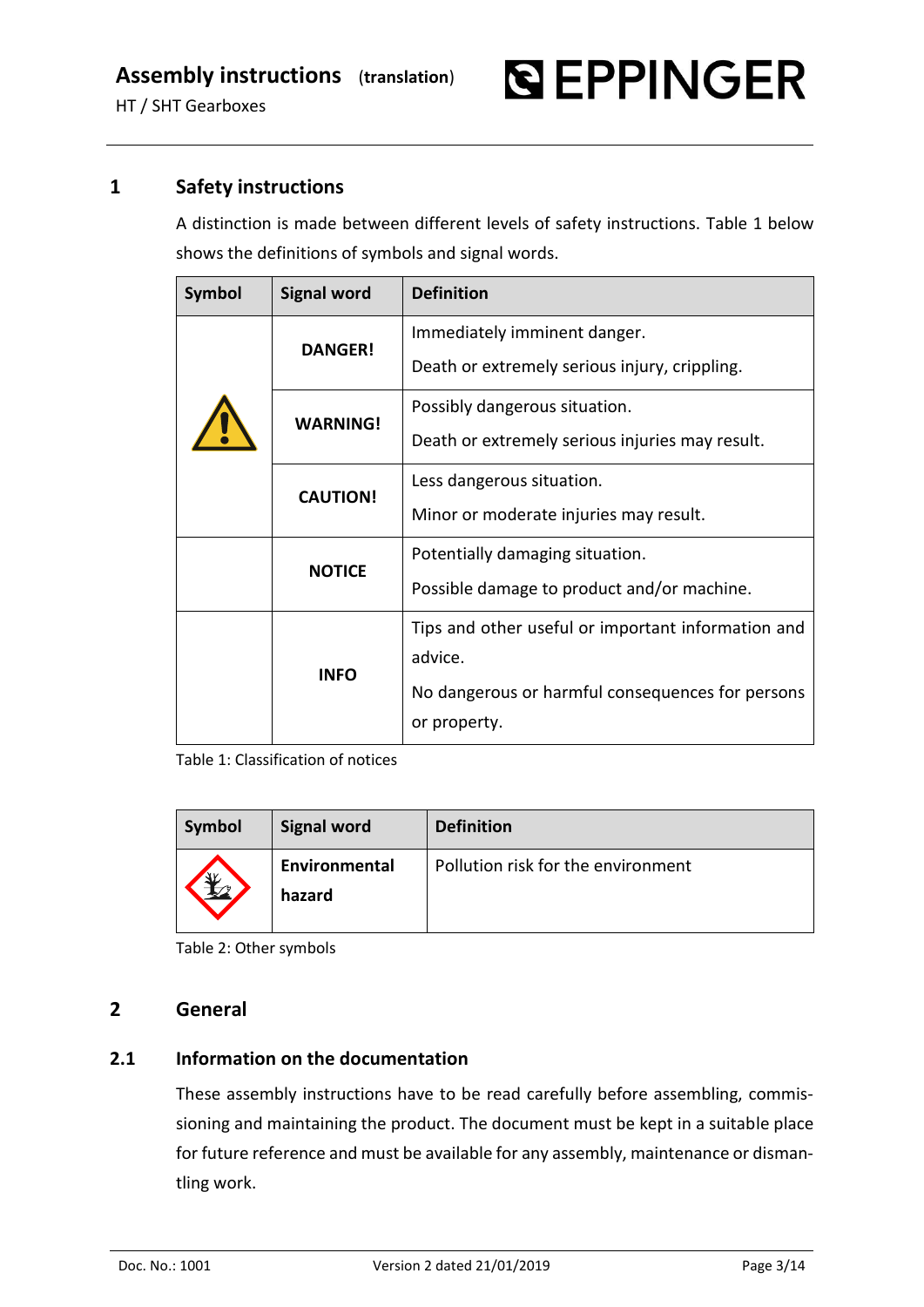# 1 Safety instructions

A distinction is made between different levels of safety instructions. Table 1 below shows the definitions of symbols and signal words.

| Symbol | Signal word | Definition |
|---|---|---|
| | **DANGER!** | Immediately imminent danger.<br>Death or extremely serious injury, crippling. |
| | **WARNING!** | Possibly dangerous situation.<br>Death or extremely serious injuries may result. |
| | **CAUTION!** | Less dangerous situation.<br>Minor or moderate injuries may result. |
| | **NOTICE** | Potentially damaging situation.<br>Possible damage to product and/or machine. |
| | **INFO** | Tips and other useful or important information and advice.<br>No dangerous or harmful consequences for persons or property. |

Table 1: Classification of notices

| Symbol | Signal word | Definition |
|---|---|---|
| | **Environmental hazard** | Pollution risk for the environment |

Table 2: Other symbols

# 2 General

## 2.1 Information on the documentation

These assembly instructions have to be read carefully before assembling, commissioning and maintaining the product. The document must be kept in a suitable place for future reference and must be available for any assembly, maintenance or dismantling work.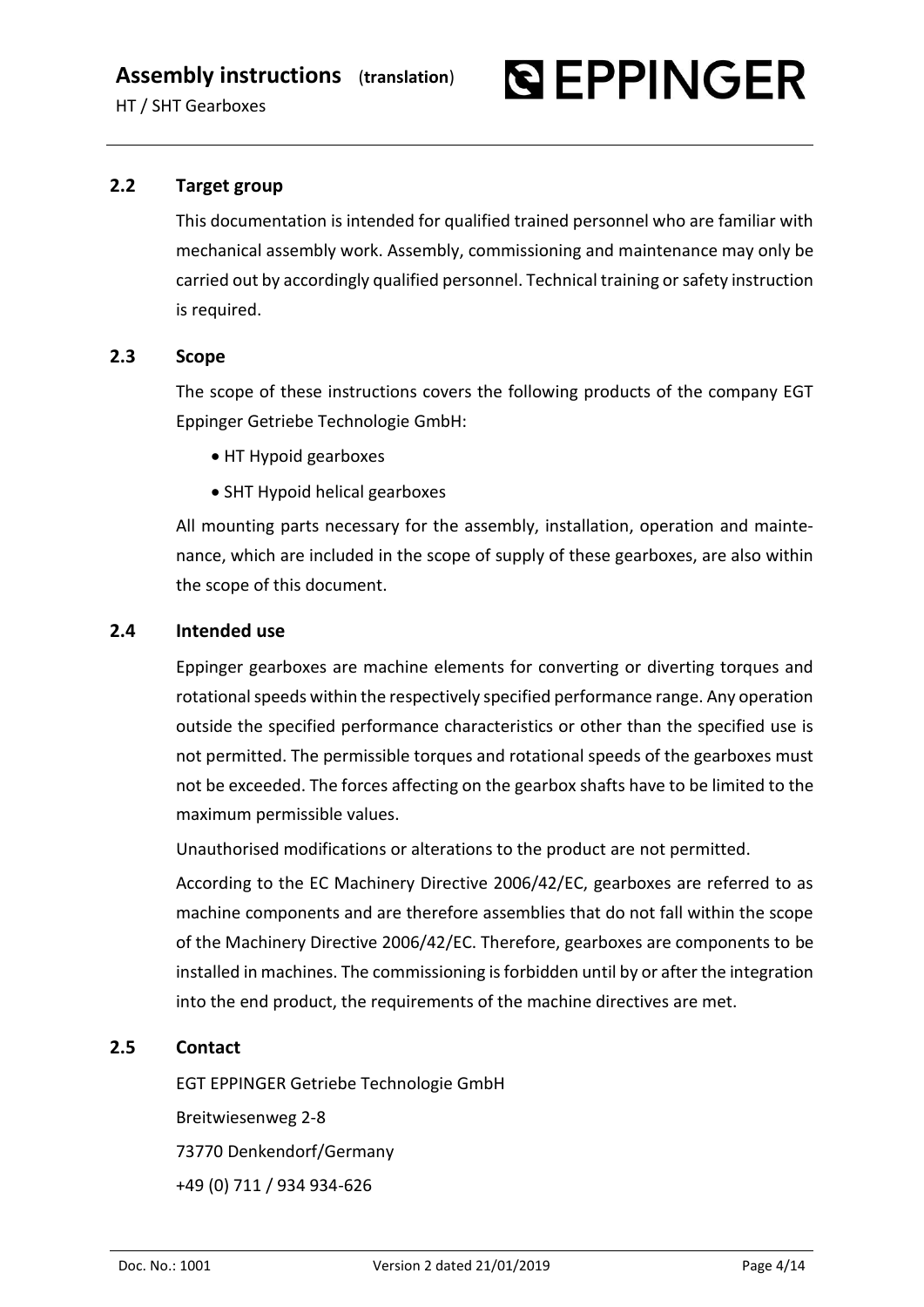## 2.2 Target group

This documentation is intended for qualified trained personnel who are familiar with mechanical assembly work. Assembly, commissioning and maintenance may only be carried out by accordingly qualified personnel. Technical training or safety instruction is required.

## 2.3 Scope

The scope of these instructions covers the following products of the company EGT Eppinger Getriebe Technologie GmbH:

- HT Hypoid gearboxes
- SHT Hypoid helical gearboxes

All mounting parts necessary for the assembly, installation, operation and maintenance, which are included in the scope of supply of these gearboxes, are also within the scope of this document.

## 2.4 Intended use

Eppinger gearboxes are machine elements for converting or diverting torques and rotational speeds within the respectively specified performance range. Any operation outside the specified performance characteristics or other than the specified use is not permitted. The permissible torques and rotational speeds of the gearboxes must not be exceeded. The forces affecting on the gearbox shafts have to be limited to the maximum permissible values.

Unauthorised modifications or alterations to the product are not permitted.

According to the EC Machinery Directive 2006/42/EC, gearboxes are referred to as machine components and are therefore assemblies that do not fall within the scope of the Machinery Directive 2006/42/EC. Therefore, gearboxes are components to be installed in machines. The commissioning is forbidden until by or after the integration into the end product, the requirements of the machine directives are met.

## 2.5 Contact

EGT EPPINGER Getriebe Technologie GmbH

Breitwiesenweg 2-8

73770 Denkendorf/Germany

+49 (0) 711 / 934 934-626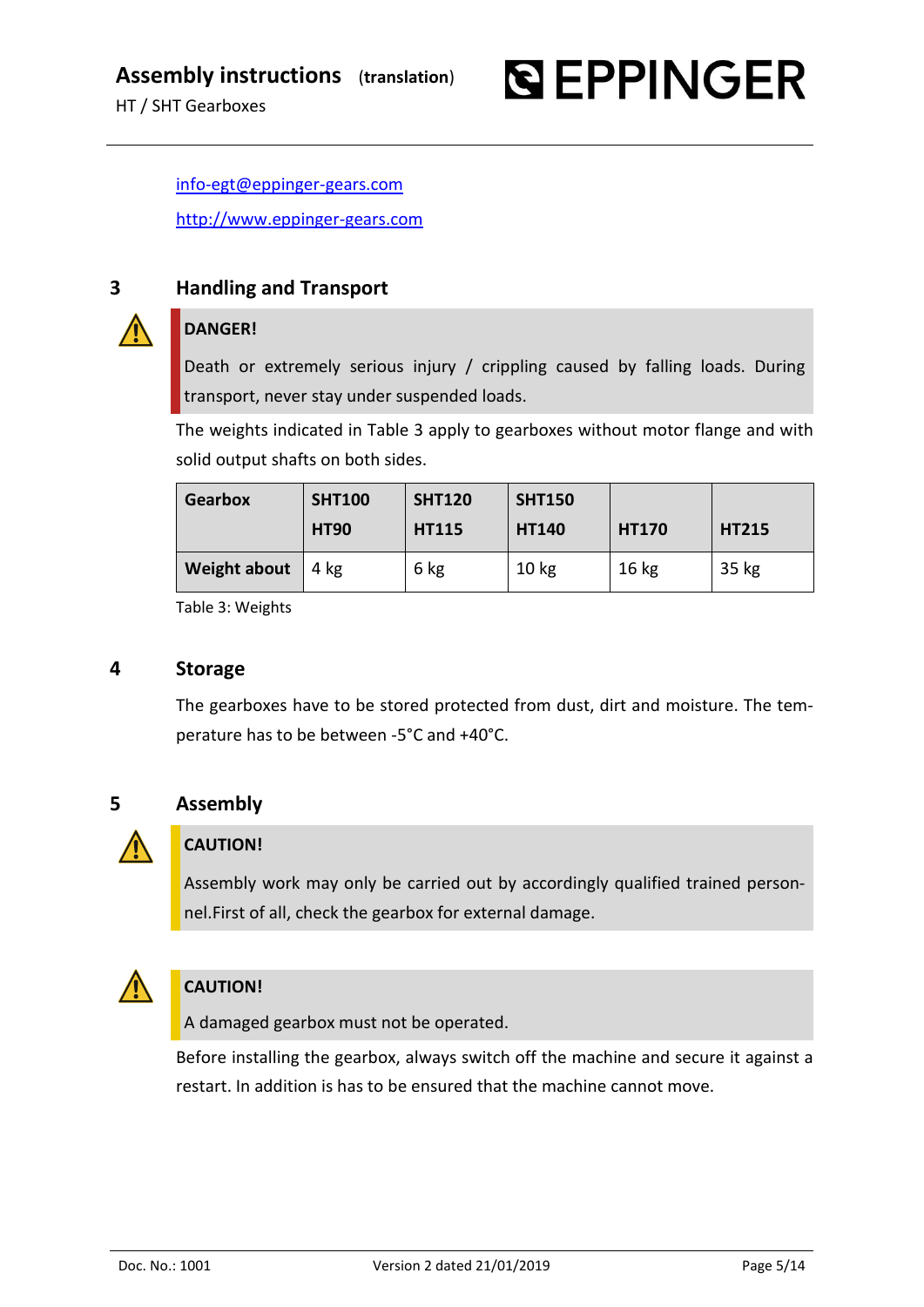info-egt@eppinger-gears.com

http://www.eppinger-gears.com

## 3 Handling and Transport

**DANGER!**

Death or extremely serious injury / crippling caused by falling loads. During transport, never stay under suspended loads.

The weights indicated in Table 3 apply to gearboxes without motor flange and with solid output shafts on both sides.

| Gearbox | SHT100 HT90 | SHT120 HT115 | SHT150 HT140 | HT170 | HT215 |
|---|---|---|---|---|---|
| **Weight about** | 4 kg | 6 kg | 10 kg | 16 kg | 35 kg |

Table 3: Weights

## 4 Storage

The gearboxes have to be stored protected from dust, dirt and moisture. The temperature has to be between -5°C and +40°C.

## 5 Assembly

**CAUTION!**

Assembly work may only be carried out by accordingly qualified trained personnel.First of all, check the gearbox for external damage.

**CAUTION!**

A damaged gearbox must not be operated.

Before installing the gearbox, always switch off the machine and secure it against a restart. In addition is has to be ensured that the machine cannot move.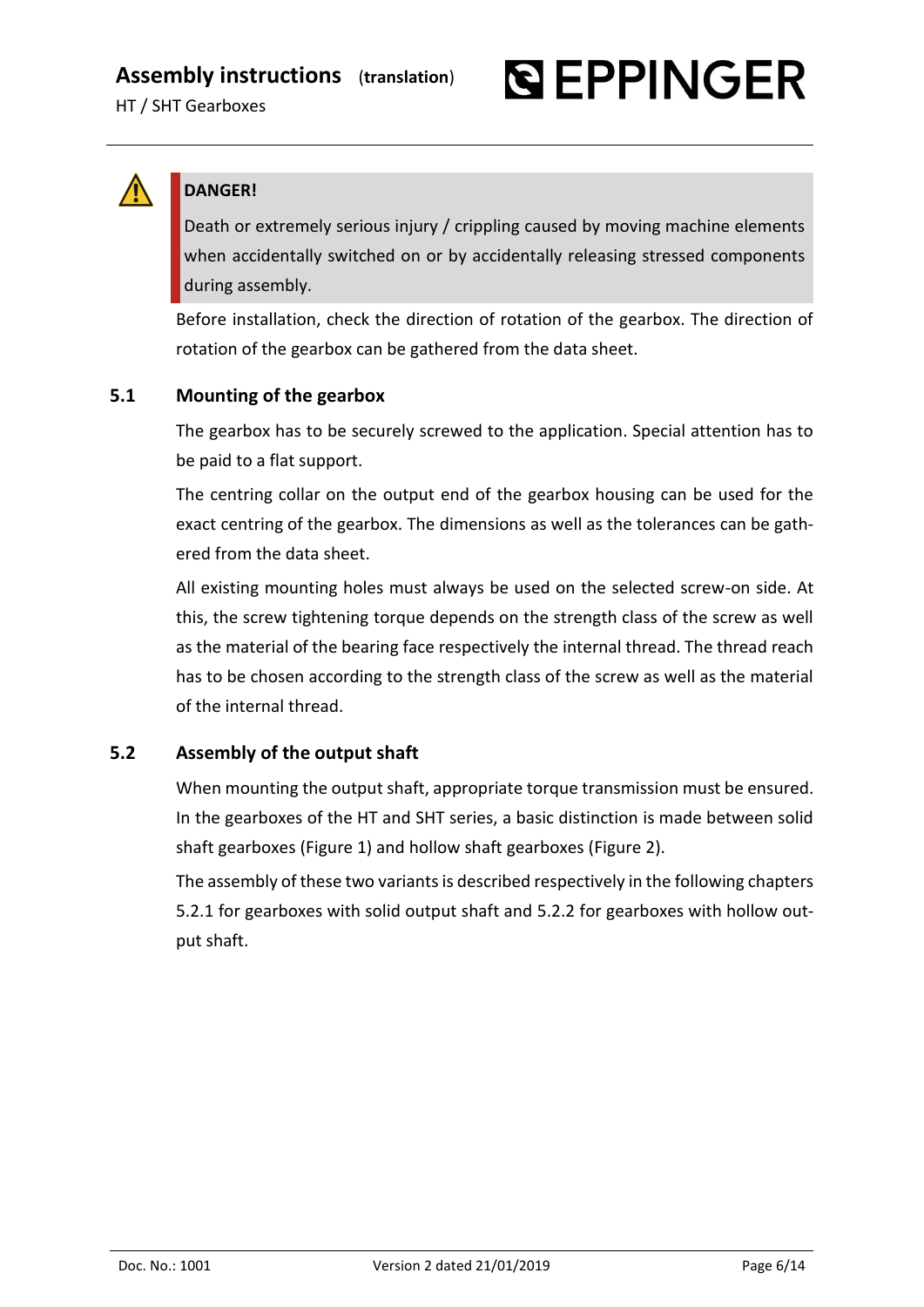> **DANGER!**
>
> Death or extremely serious injury / crippling caused by moving machine elements when accidentally switched on or by accidentally releasing stressed components during assembly.

Before installation, check the direction of rotation of the gearbox. The direction of rotation of the gearbox can be gathered from the data sheet.

## 5.1 Mounting of the gearbox

The gearbox has to be securely screwed to the application. Special attention has to be paid to a flat support.

The centring collar on the output end of the gearbox housing can be used for the exact centring of the gearbox. The dimensions as well as the tolerances can be gathered from the data sheet.

All existing mounting holes must always be used on the selected screw-on side. At this, the screw tightening torque depends on the strength class of the screw as well as the material of the bearing face respectively the internal thread. The thread reach has to be chosen according to the strength class of the screw as well as the material of the internal thread.

## 5.2 Assembly of the output shaft

When mounting the output shaft, appropriate torque transmission must be ensured. In the gearboxes of the HT and SHT series, a basic distinction is made between solid shaft gearboxes (Figure 1) and hollow shaft gearboxes (Figure 2).

The assembly of these two variants is described respectively in the following chapters 5.2.1 for gearboxes with solid output shaft and 5.2.2 for gearboxes with hollow output shaft.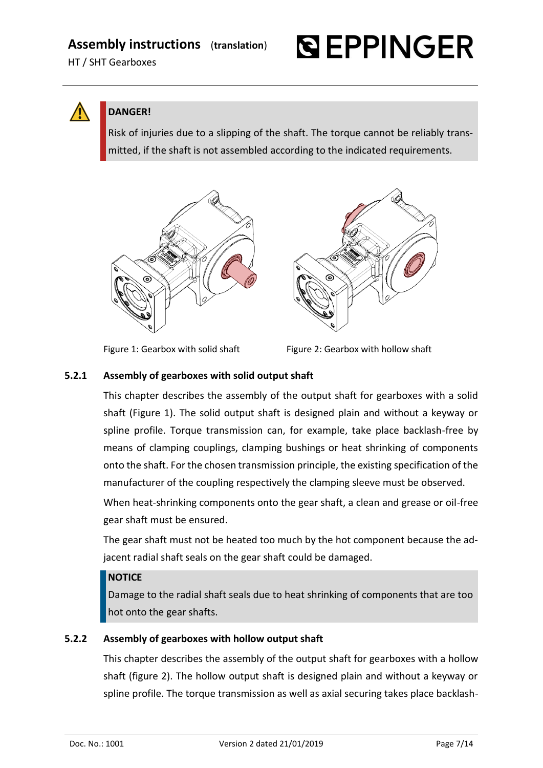**DANGER!**

Risk of injuries due to a slipping of the shaft. The torque cannot be reliably transmitted, if the shaft is not assembled according to the indicated requirements.

Figure 1: Gearbox with solid shaft

Figure 2: Gearbox with hollow shaft

### 5.2.1 Assembly of gearboxes with solid output shaft

This chapter describes the assembly of the output shaft for gearboxes with a solid shaft (Figure 1). The solid output shaft is designed plain and without a keyway or spline profile. Torque transmission can, for example, take place backlash-free by means of clamping couplings, clamping bushings or heat shrinking of components onto the shaft. For the chosen transmission principle, the existing specification of the manufacturer of the coupling respectively the clamping sleeve must be observed.

When heat-shrinking components onto the gear shaft, a clean and grease or oil-free gear shaft must be ensured.

The gear shaft must not be heated too much by the hot component because the adjacent radial shaft seals on the gear shaft could be damaged.

**NOTICE**

Damage to the radial shaft seals due to heat shrinking of components that are too hot onto the gear shafts.

### 5.2.2 Assembly of gearboxes with hollow output shaft

This chapter describes the assembly of the output shaft for gearboxes with a hollow shaft (figure 2). The hollow output shaft is designed plain and without a keyway or spline profile. The torque transmission as well as axial securing takes place backlash-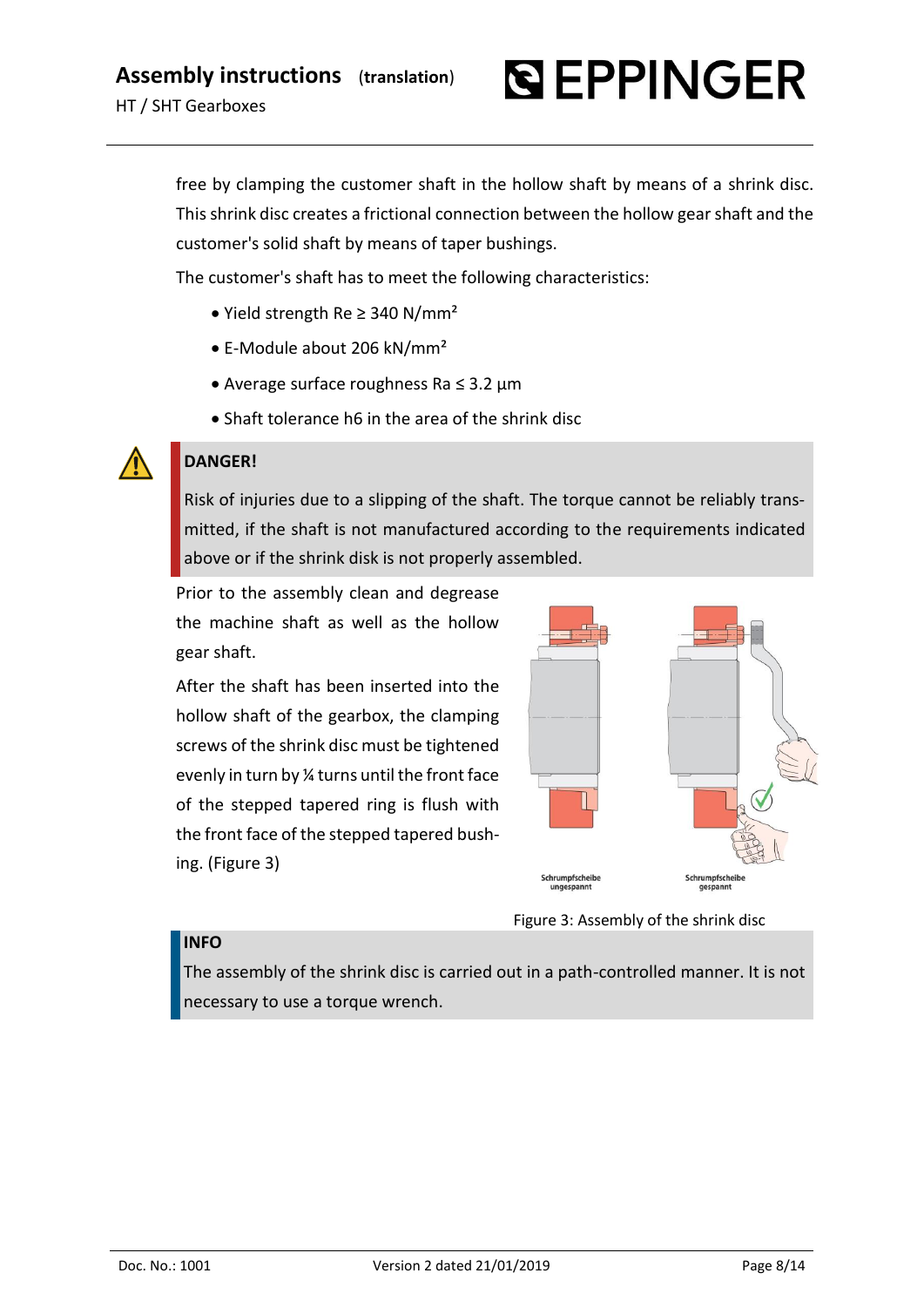free by clamping the customer shaft in the hollow shaft by means of a shrink disc. This shrink disc creates a frictional connection between the hollow gear shaft and the customer's solid shaft by means of taper bushings.

The customer's shaft has to meet the following characteristics:

- Yield strength Re ≥ 340 N/mm²
- E-Module about 206 kN/mm²
- Average surface roughness Ra ≤ 3.2 µm
- Shaft tolerance h6 in the area of the shrink disc

**DANGER!**

Risk of injuries due to a slipping of the shaft. The torque cannot be reliably transmitted, if the shaft is not manufactured according to the requirements indicated above or if the shrink disk is not properly assembled.

Prior to the assembly clean and degrease the machine shaft as well as the hollow gear shaft.

After the shaft has been inserted into the hollow shaft of the gearbox, the clamping screws of the shrink disc must be tightened evenly in turn by ¼ turns until the front face of the stepped tapered ring is flush with the front face of the stepped tapered bushing. (Figure 3)

Schrumpfscheibe ungespannt | Schrumpfscheibe gespannt

Figure 3: Assembly of the shrink disc

**INFO**

The assembly of the shrink disc is carried out in a path-controlled manner. It is not necessary to use a torque wrench.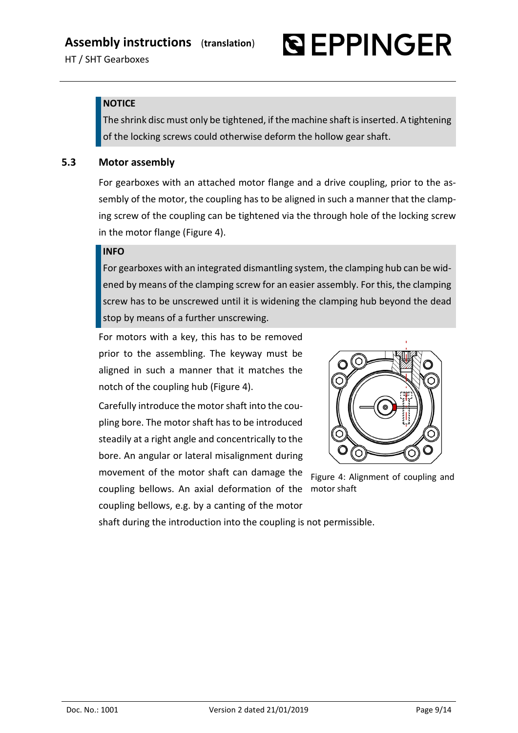**NOTICE**

The shrink disc must only be tightened, if the machine shaft is inserted. A tightening of the locking screws could otherwise deform the hollow gear shaft.

## 5.3 Motor assembly

For gearboxes with an attached motor flange and a drive coupling, prior to the assembly of the motor, the coupling has to be aligned in such a manner that the clamping screw of the coupling can be tightened via the through hole of the locking screw in the motor flange (Figure 4).

**INFO**

For gearboxes with an integrated dismantling system, the clamping hub can be widened by means of the clamping screw for an easier assembly. For this, the clamping screw has to be unscrewed until it is widening the clamping hub beyond the dead stop by means of a further unscrewing.

For motors with a key, this has to be removed prior to the assembling. The keyway must be aligned in such a manner that it matches the notch of the coupling hub (Figure 4).

Carefully introduce the motor shaft into the coupling bore. The motor shaft has to be introduced steadily at a right angle and concentrically to the bore. An angular or lateral misalignment during movement of the motor shaft can damage the coupling bellows. An axial deformation of the coupling bellows, e.g. by a canting of the motor shaft during the introduction into the coupling is not permissible.

Figure 4: Alignment of coupling and motor shaft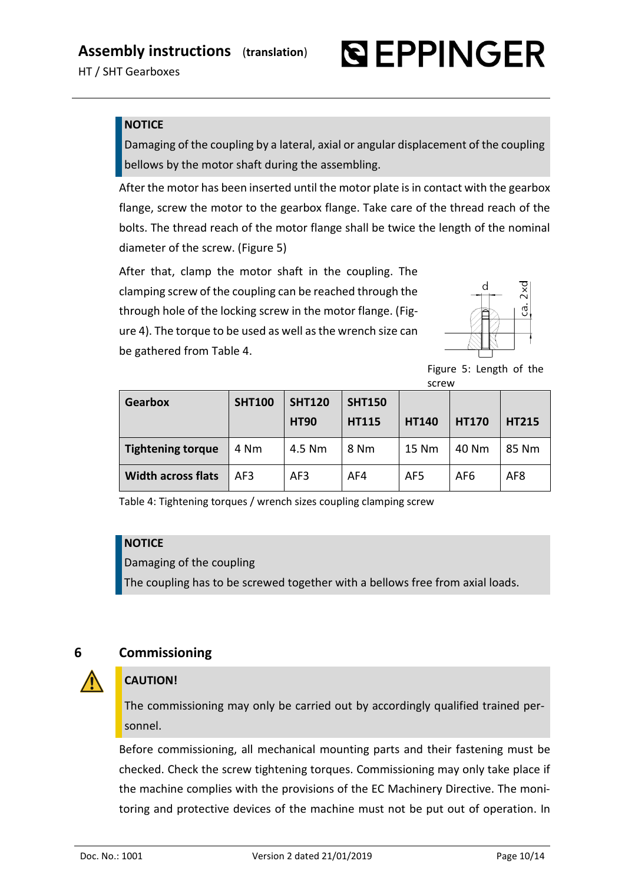**NOTICE**

Damaging of the coupling by a lateral, axial or angular displacement of the coupling bellows by the motor shaft during the assembling.

After the motor has been inserted until the motor plate is in contact with the gearbox flange, screw the motor to the gearbox flange. Take care of the thread reach of the bolts. The thread reach of the motor flange shall be twice the length of the nominal diameter of the screw. (Figure 5)

After that, clamp the motor shaft in the coupling. The clamping screw of the coupling can be reached through the through hole of the locking screw in the motor flange. (Figure 4). The torque to be used as well as the wrench size can be gathered from Table 4.

Figure 5: Length of the screw

| Gearbox | SHT100 | SHT120<br>HT90 | SHT150<br>HT115 | HT140 | HT170 | HT215 |
|---|---|---|---|---|---|---|
| **Tightening torque** | 4 Nm | 4.5 Nm | 8 Nm | 15 Nm | 40 Nm | 85 Nm |
| **Width across flats** | AF3 | AF3 | AF4 | AF5 | AF6 | AF8 |

Table 4: Tightening torques / wrench sizes coupling clamping screw

**NOTICE**

Damaging of the coupling

The coupling has to be screwed together with a bellows free from axial loads.

## 6 Commissioning

**CAUTION!**

The commissioning may only be carried out by accordingly qualified trained personnel.

Before commissioning, all mechanical mounting parts and their fastening must be checked. Check the screw tightening torques. Commissioning may only take place if the machine complies with the provisions of the EC Machinery Directive. The monitoring and protective devices of the machine must not be put out of operation. In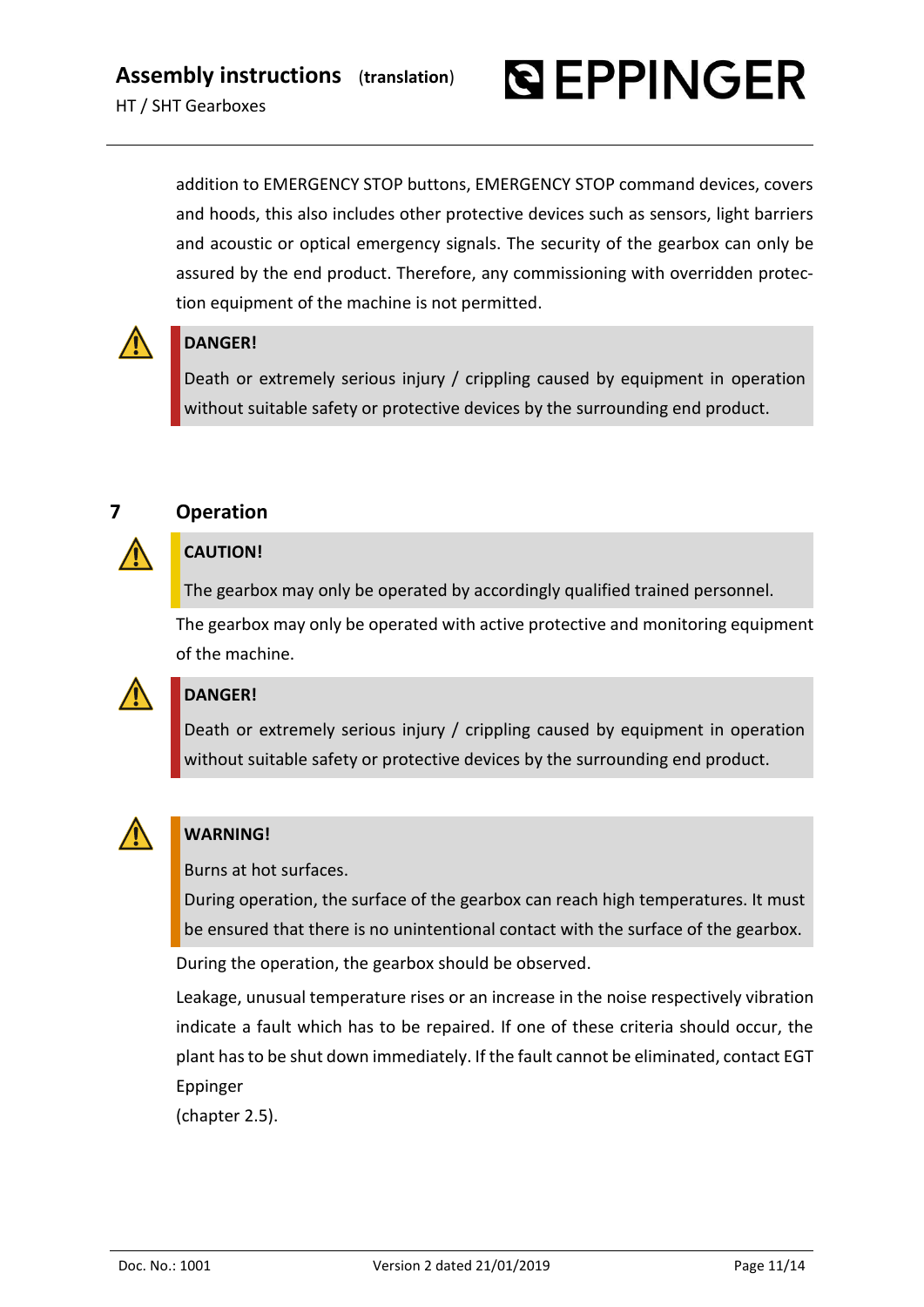addition to EMERGENCY STOP buttons, EMERGENCY STOP command devices, covers and hoods, this also includes other protective devices such as sensors, light barriers and acoustic or optical emergency signals. The security of the gearbox can only be assured by the end product. Therefore, any commissioning with overridden protection equipment of the machine is not permitted.

> **DANGER!**
>
> Death or extremely serious injury / crippling caused by equipment in operation without suitable safety or protective devices by the surrounding end product.

## 7 Operation

> **CAUTION!**
>
> The gearbox may only be operated by accordingly qualified trained personnel.

The gearbox may only be operated with active protective and monitoring equipment of the machine.

> **DANGER!**
>
> Death or extremely serious injury / crippling caused by equipment in operation without suitable safety or protective devices by the surrounding end product.

> **WARNING!**
>
> Burns at hot surfaces.
>
> During operation, the surface of the gearbox can reach high temperatures. It must be ensured that there is no unintentional contact with the surface of the gearbox.

During the operation, the gearbox should be observed.

Leakage, unusual temperature rises or an increase in the noise respectively vibration indicate a fault which has to be repaired. If one of these criteria should occur, the plant has to be shut down immediately. If the fault cannot be eliminated, contact EGT Eppinger
(chapter 2.5).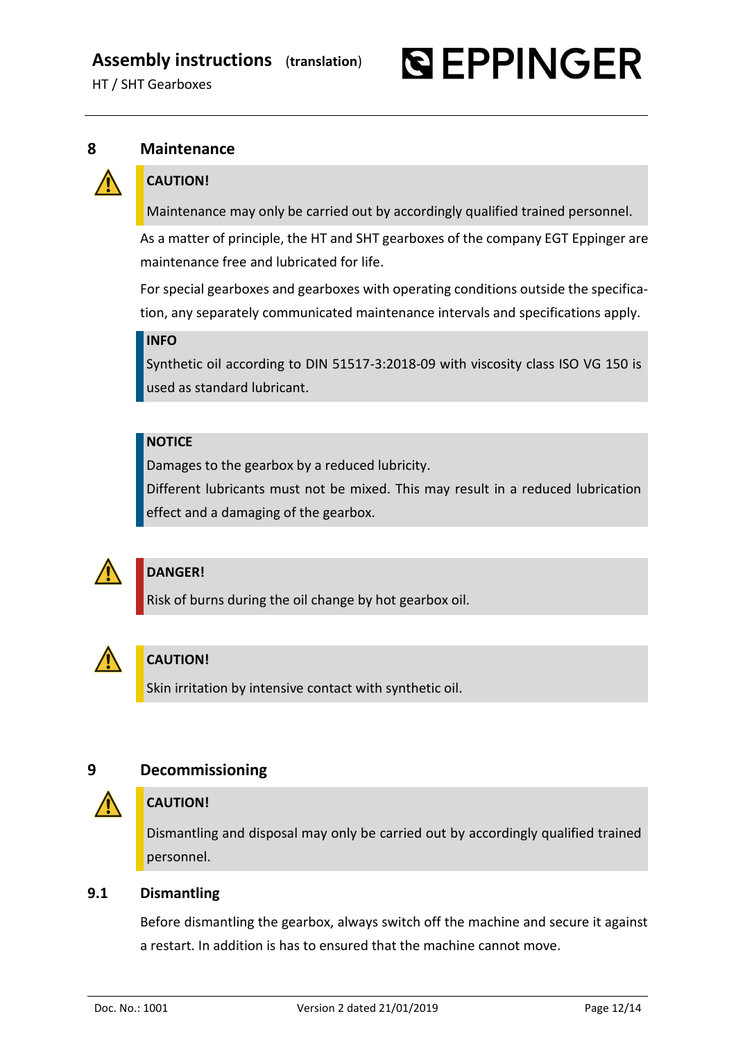# 8 Maintenance

**CAUTION!**

Maintenance may only be carried out by accordingly qualified trained personnel.

As a matter of principle, the HT and SHT gearboxes of the company EGT Eppinger are maintenance free and lubricated for life.

For special gearboxes and gearboxes with operating conditions outside the specification, any separately communicated maintenance intervals and specifications apply.

**INFO**

Synthetic oil according to DIN 51517-3:2018-09 with viscosity class ISO VG 150 is used as standard lubricant.

**NOTICE**

Damages to the gearbox by a reduced lubricity.

Different lubricants must not be mixed. This may result in a reduced lubrication effect and a damaging of the gearbox.

**DANGER!**

Risk of burns during the oil change by hot gearbox oil.

**CAUTION!**

Skin irritation by intensive contact with synthetic oil.

# 9 Decommissioning

**CAUTION!**

Dismantling and disposal may only be carried out by accordingly qualified trained personnel.

## 9.1 Dismantling

Before dismantling the gearbox, always switch off the machine and secure it against a restart. In addition is has to ensured that the machine cannot move.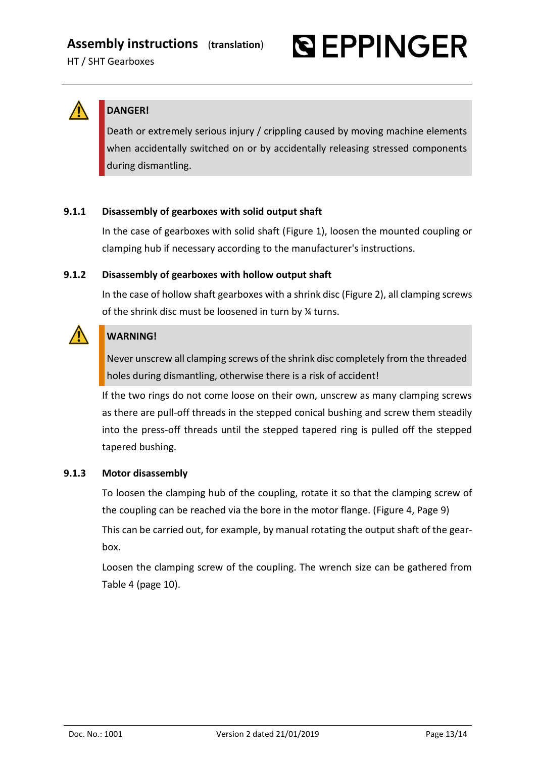**DANGER!**

Death or extremely serious injury / crippling caused by moving machine elements when accidentally switched on or by accidentally releasing stressed components during dismantling.

### 9.1.1 Disassembly of gearboxes with solid output shaft

In the case of gearboxes with solid shaft (Figure 1), loosen the mounted coupling or clamping hub if necessary according to the manufacturer's instructions.

### 9.1.2 Disassembly of gearboxes with hollow output shaft

In the case of hollow shaft gearboxes with a shrink disc (Figure 2), all clamping screws of the shrink disc must be loosened in turn by ¼ turns.

**WARNING!**

Never unscrew all clamping screws of the shrink disc completely from the threaded holes during dismantling, otherwise there is a risk of accident!

If the two rings do not come loose on their own, unscrew as many clamping screws as there are pull-off threads in the stepped conical bushing and screw them steadily into the press-off threads until the stepped tapered ring is pulled off the stepped tapered bushing.

### 9.1.3 Motor disassembly

To loosen the clamping hub of the coupling, rotate it so that the clamping screw of the coupling can be reached via the bore in the motor flange. (Figure 4, Page 9)

This can be carried out, for example, by manual rotating the output shaft of the gear-box.

Loosen the clamping screw of the coupling. The wrench size can be gathered from Table 4 (page 10).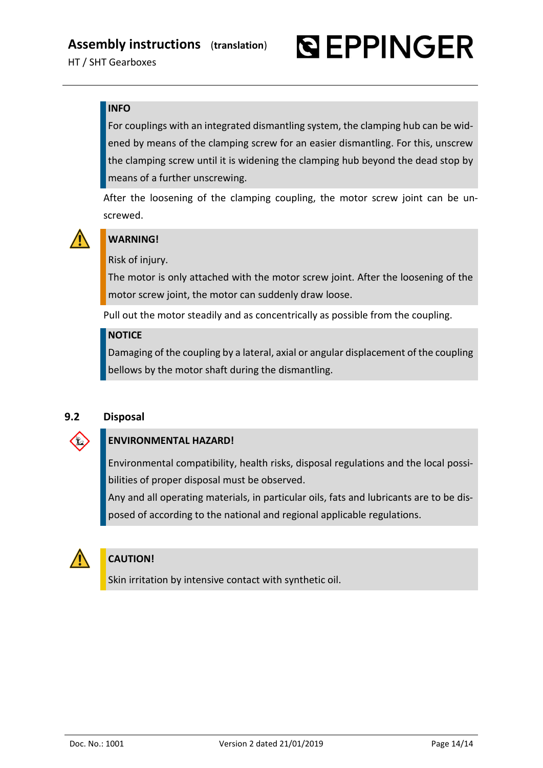**INFO**

For couplings with an integrated dismantling system, the clamping hub can be widened by means of the clamping screw for an easier dismantling. For this, unscrew the clamping screw until it is widening the clamping hub beyond the dead stop by means of a further unscrewing.

After the loosening of the clamping coupling, the motor screw joint can be unscrewed.

**WARNING!**

Risk of injury.

The motor is only attached with the motor screw joint. After the loosening of the motor screw joint, the motor can suddenly draw loose.

Pull out the motor steadily and as concentrically as possible from the coupling.

**NOTICE**

Damaging of the coupling by a lateral, axial or angular displacement of the coupling bellows by the motor shaft during the dismantling.

## 9.2 Disposal

**ENVIRONMENTAL HAZARD!**

Environmental compatibility, health risks, disposal regulations and the local possibilities of proper disposal must be observed.

Any and all operating materials, in particular oils, fats and lubricants are to be disposed of according to the national and regional applicable regulations.

**CAUTION!**

Skin irritation by intensive contact with synthetic oil.